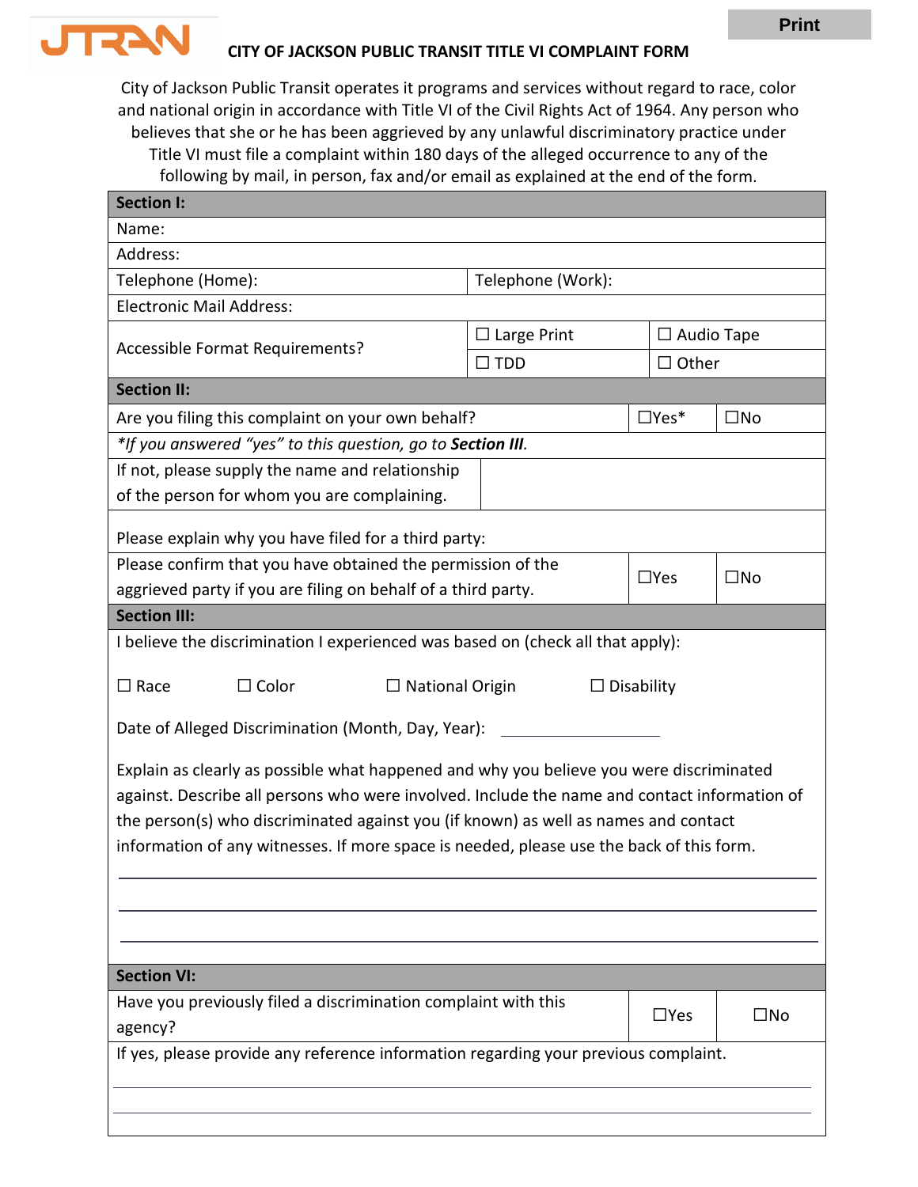# CITY OF JACKSON PUBLIC TRANSIT TITLE VI COMPLAINT FORM

City of Jackson Public Transit operates it programs and services without regard to race, color and national origin in accordance with Title VI of the Civil Rights Act of 1964. Any person who believes that she or he has been aggrieved by any unlawful discriminatory practice under Title VI must file a complaint within 180 days of the alleged occurrence to any of the following by mail, in person, fax and/or email as explained at the end of the form.

| **Section I:** | | | |
|---|---|---|---|
| Name: | | | |
| Address: | | | |
| Telephone (Home): | Telephone (Work): | | |
| Electronic Mail Address: | | | |
| Accessible Format Requirements? | ☐ Large Print | ☐ Audio Tape | |
| | ☐ TDD | ☐ Other | |

| **Section II:** | | |
|---|---|---|
| Are you filing this complaint on your own behalf? | ☐Yes* | ☐No |
| *\*If you answered "yes" to this question, go to **Section III**.* | | |
| If not, please supply the name and relationship of the person for whom you are complaining. | | |
| Please explain why you have filed for a third party: | | |
| Please confirm that you have obtained the permission of the aggrieved party if you are filing on behalf of a third party. | ☐Yes | ☐No |

**Section III:**

I believe the discrimination I experienced was based on (check all that apply):

☐ Race ☐ Color ☐ National Origin ☐ Disability

Date of Alleged Discrimination (Month, Day, Year): ____________________

Explain as clearly as possible what happened and why you believe you were discriminated against. Describe all persons who were involved. Include the name and contact information of the person(s) who discriminated against you (if known) as well as names and contact information of any witnesses. If more space is needed, please use the back of this form.

______________________________________________________________

______________________________________________________________

______________________________________________________________

| **Section VI:** | | |
|---|---|---|
| Have you previously filed a discrimination complaint with this agency? | ☐Yes | ☐No |
| If yes, please provide any reference information regarding your previous complaint. | | |

______________________________________________________________

______________________________________________________________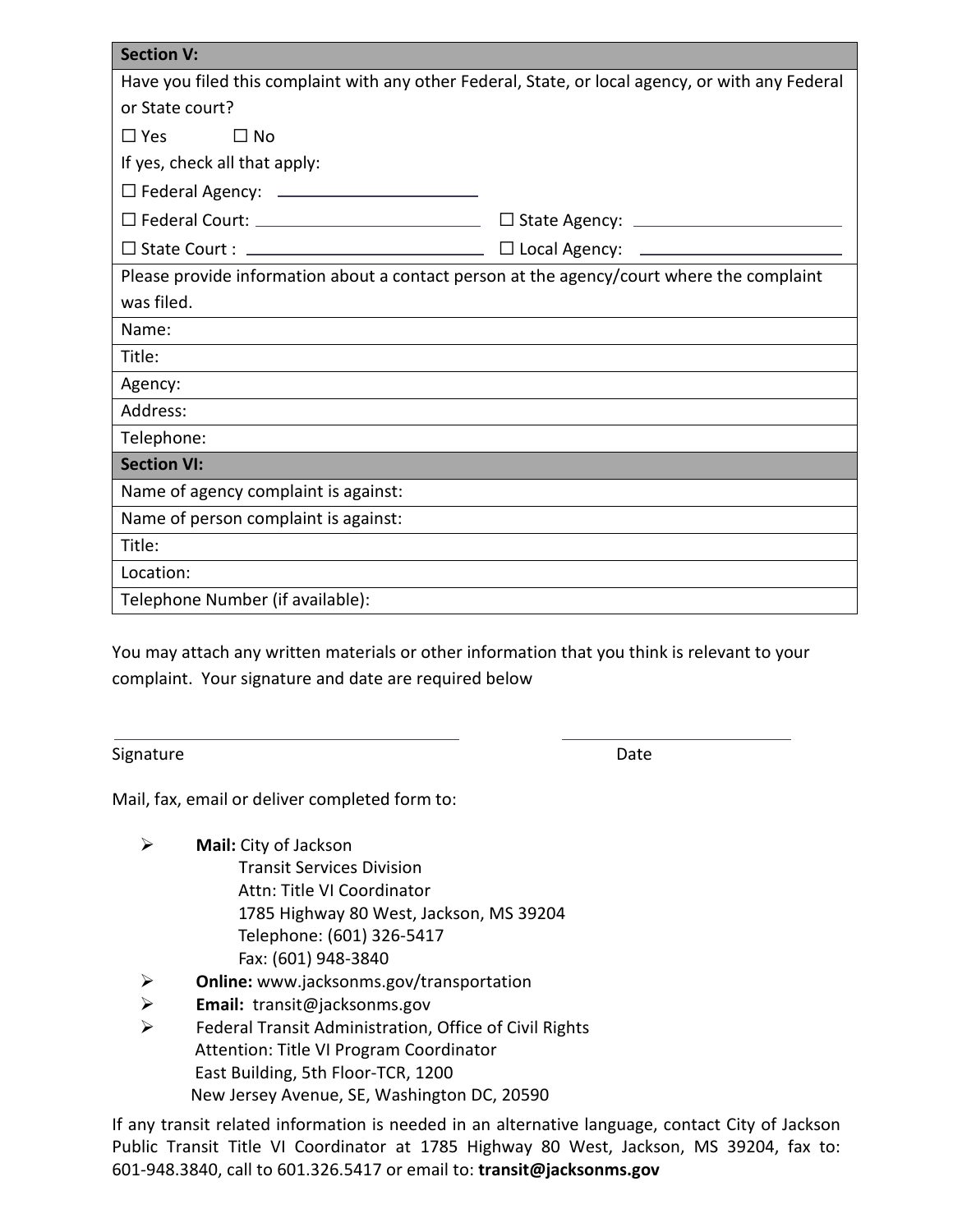| **Section V:** | |
|---|---|
| Have you filed this complaint with any other Federal, State, or local agency, or with any Federal or State court? | |
| ☐ Yes ☐ No | |
| If yes, check all that apply: | |
| ☐ Federal Agency: ______________________ | |
| ☐ Federal Court: ______________________ | ☐ State Agency: ______________________ |
| ☐ State Court : ______________________ | ☐ Local Agency: ______________________ |
| Please provide information about a contact person at the agency/court where the complaint was filed. | |
| Name: | |
| Title: | |
| Agency: | |
| Address: | |
| Telephone: | |
| **Section VI:** | |
| Name of agency complaint is against: | |
| Name of person complaint is against: | |
| Title: | |
| Location: | |
| Telephone Number (if available): | |

You may attach any written materials or other information that you think is relevant to your complaint. Your signature and date are required below

______________________________ ______________________

Signature Date

Mail, fax, email or deliver completed form to:

- **Mail:** City of Jackson
  Transit Services Division
  Attn: Title VI Coordinator
  1785 Highway 80 West, Jackson, MS 39204
  Telephone: (601) 326-5417
  Fax: (601) 948-3840
- **Online:** www.jacksonms.gov/transportation
- **Email:** transit@jacksonms.gov
- Federal Transit Administration, Office of Civil Rights
  Attention: Title VI Program Coordinator
  East Building, 5th Floor-TCR, 1200
  New Jersey Avenue, SE, Washington DC, 20590

If any transit related information is needed in an alternative language, contact City of Jackson Public Transit Title VI Coordinator at 1785 Highway 80 West, Jackson, MS 39204, fax to: 601-948.3840, call to 601.326.5417 or email to: **transit@jacksonms.gov**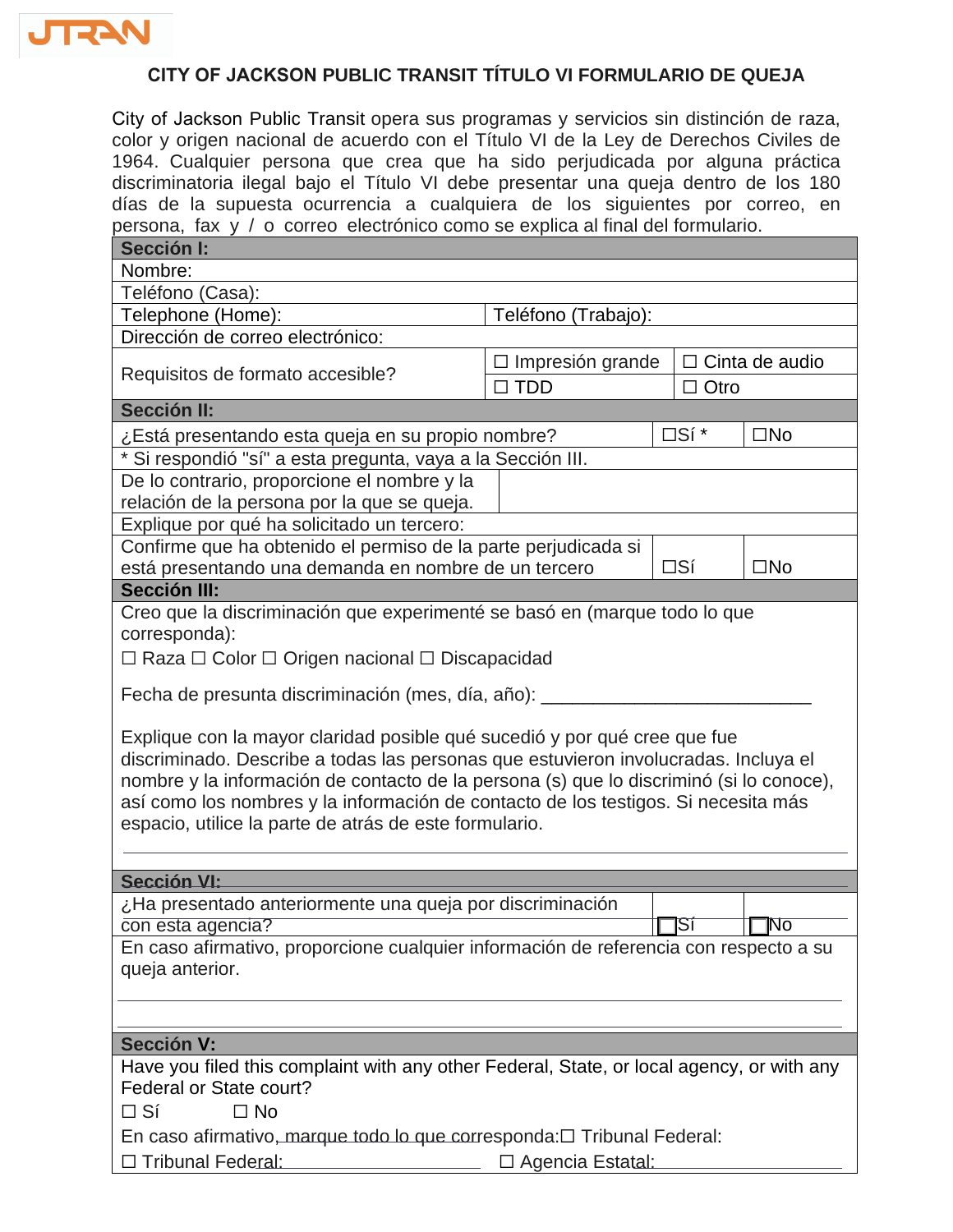JTRAN

**CITY OF JACKSON PUBLIC TRANSIT TÍTULO VI FORMULARIO DE QUEJA**

City of Jackson Public Transit opera sus programas y servicios sin distinción de raza, color y origen nacional de acuerdo con el Título VI de la Ley de Derechos Civiles de 1964. Cualquier persona que crea que ha sido perjudicada por alguna práctica discriminatoria ilegal bajo el Título VI debe presentar una queja dentro de los 180 días de la supuesta ocurrencia a cualquiera de los siguientes por correo, en persona, fax y / o correo electrónico como se explica al final del formulario.

| **Sección I:** | | | |
|---|---|---|---|
| Nombre: | | | |
| Teléfono (Casa): | | | |
| Telephone (Home): | Teléfono (Trabajo): | | |
| Dirección de correo electrónico: | | | |
| Requisitos de formato accesible? | ☐ Impresión grande | ☐ Cinta de audio | |
| | ☐ TDD | ☐ Otro | |

| **Sección II:** | | |
|---|---|---|
| ¿Está presentando esta queja en su propio nombre? | ☐Sí * | ☐No |
| * Si respondió "sí" a esta pregunta, vaya a la Sección III. | | |
| De lo contrario, proporcione el nombre y la relación de la persona por la que se queja. | | |
| Explique por qué ha solicitado un tercero: | | |
| Confirme que ha obtenido el permiso de la parte perjudicada si está presentando una demanda en nombre de un tercero | ☐Sí | ☐No |

**Sección III:**

Creo que la discriminación que experimenté se basó en (marque todo lo que corresponda):

☐ Raza ☐ Color ☐ Origen nacional ☐ Discapacidad

Fecha de presunta discriminación (mes, día, año): ___________________________

Explique con la mayor claridad posible qué sucedió y por qué cree que fue discriminado. Describe a todas las personas que estuvieron involucradas. Incluya el nombre y la información de contacto de la persona (s) que lo discriminó (si lo conoce), así como los nombres y la información de contacto de los testigos. Si necesita más espacio, utilice la parte de atrás de este formulario.

_______________________________________________________________

| **Sección VI:** | | |
|---|---|---|
| ¿Ha presentado anteriormente una queja por discriminación con esta agencia? | ☐Sí | ☐No |
| En caso afirmativo, proporcione cualquier información de referencia con respecto a su queja anterior. | | |

_______________________________________________________________

_______________________________________________________________

**Sección V:**

Have you filed this complaint with any other Federal, State, or local agency, or with any Federal or State court?

☐ Sí ☐ No

En caso afirmativo, marque todo lo que corresponda:☐ Tribunal Federal:

☐ Tribunal Federal: ______________________ ☐ Agencia Estatal: ______________________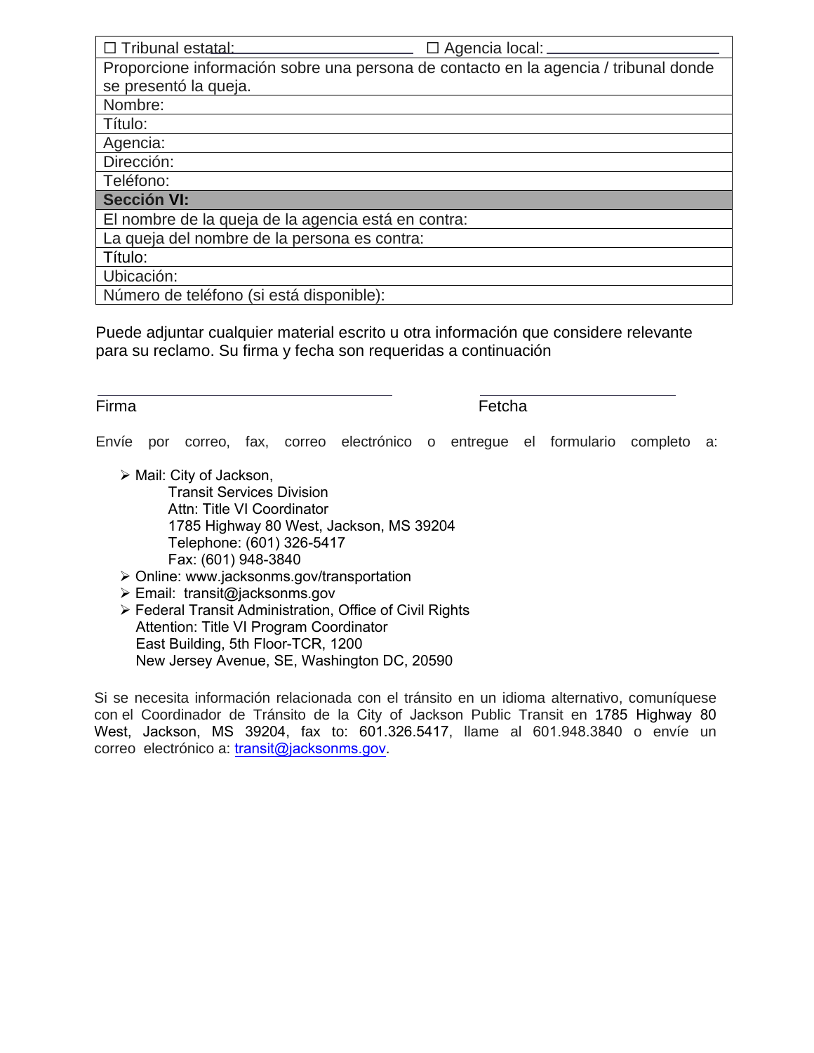| | |
|---|---|
| ☐ Tribunal estatal: ____________________ | ☐ Agencia local: ____________________ |
| Proporcione información sobre una persona de contacto en la agencia / tribunal donde se presentó la queja. | |
| Nombre: | |
| Título: | |
| Agencia: | |
| Dirección: | |
| Teléfono: | |
| **Sección VI:** | |
| El nombre de la queja de la agencia está en contra: | |
| La queja del nombre de la persona es contra: | |
| Título: | |
| Ubicación: | |
| Número de teléfono (si está disponible): | |

Puede adjuntar cualquier material escrito u otra información que considere relevante para su reclamo. Su firma y fecha son requeridas a continuación

______________________________ ______________________

Firma Fetcha

Envíe por correo, fax, correo electrónico o entregue el formulario completo a:

- Mail: City of Jackson,
  Transit Services Division
  Attn: Title VI Coordinator
  1785 Highway 80 West, Jackson, MS 39204
  Telephone: (601) 326-5417
  Fax: (601) 948-3840
- Online: www.jacksonms.gov/transportation
- Email: transit@jacksonms.gov
- Federal Transit Administration, Office of Civil Rights
  Attention: Title VI Program Coordinator
  East Building, 5th Floor-TCR, 1200
  New Jersey Avenue, SE, Washington DC, 20590

Si se necesita información relacionada con el tránsito en un idioma alternativo, comuníquese con el Coordinador de Tránsito de la City of Jackson Public Transit en 1785 Highway 80 West, Jackson, MS 39204, fax to: 601.326.5417, llame al 601.948.3840 o envíe un correo electrónico a: transit@jacksonms.gov.